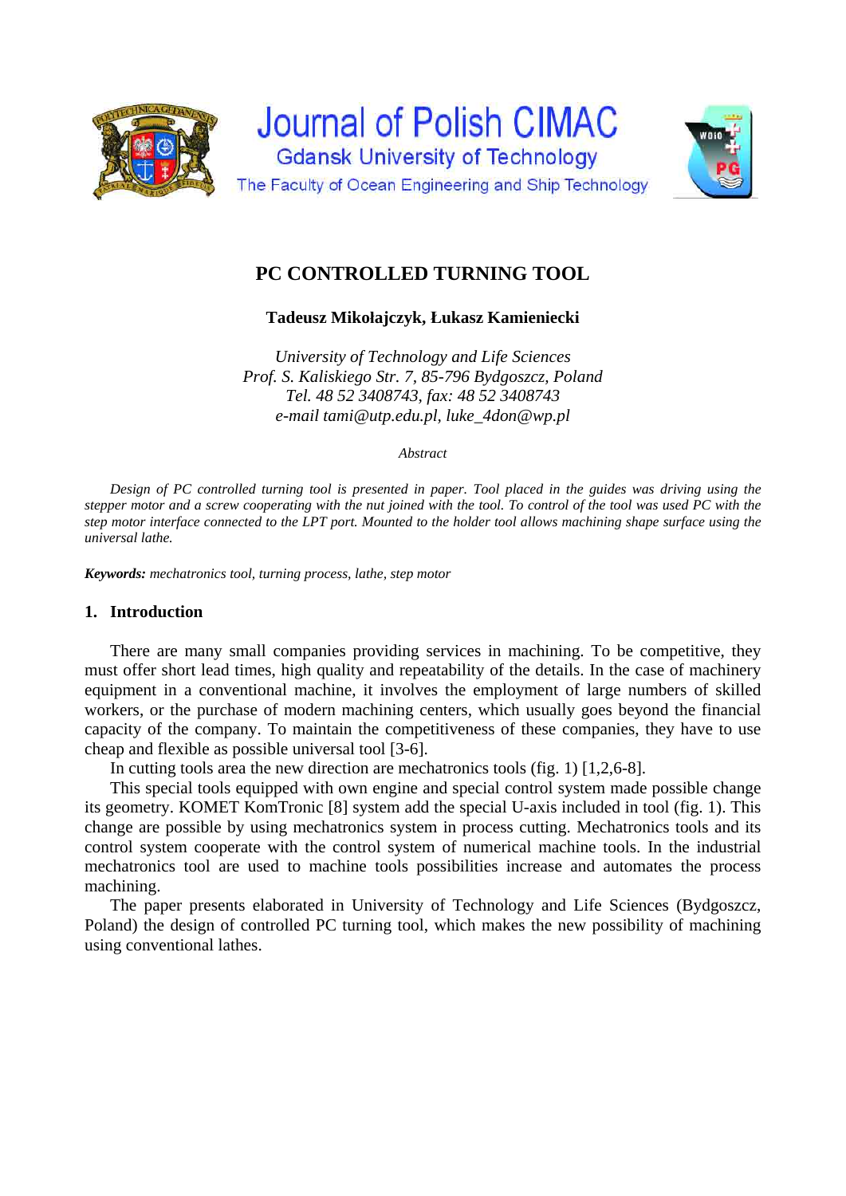# PC CONTROLLED TURNING TOOL

**Tadeusz Mikołajczyk, Łukasz Kamieniecki**

*University of Technology and Life Sciences*
*Prof. S. Kaliskiego Str. 7, 85-796 Bydgoszcz, Poland*
*Tel. 48 52 3408743, fax: 48 52 3408743*
*e-mail tami@utp.edu.pl, luke_4don@wp.pl*

*Abstract*

*Design of PC controlled turning tool is presented in paper. Tool placed in the guides was driving using the stepper motor and a screw cooperating with the nut joined with the tool. To control of the tool was used PC with the step motor interface connected to the LPT port. Mounted to the holder tool allows machining shape surface using the universal lathe.*

***Keywords:*** *mechatronics tool, turning process, lathe, step motor*

## 1. Introduction

There are many small companies providing services in machining. To be competitive, they must offer short lead times, high quality and repeatability of the details. In the case of machinery equipment in a conventional machine, it involves the employment of large numbers of skilled workers, or the purchase of modern machining centers, which usually goes beyond the financial capacity of the company. To maintain the competitiveness of these companies, they have to use cheap and flexible as possible universal tool [3-6].

In cutting tools area the new direction are mechatronics tools (fig. 1) [1,2,6-8].

This special tools equipped with own engine and special control system made possible change its geometry. KOMET KomTronic [8] system add the special U-axis included in tool (fig. 1). This change are possible by using mechatronics system in process cutting. Mechatronics tools and its control system cooperate with the control system of numerical machine tools. In the industrial mechatronics tool are used to machine tools possibilities increase and automates the process machining.

The paper presents elaborated in University of Technology and Life Sciences (Bydgoszcz, Poland) the design of controlled PC turning tool, which makes the new possibility of machining using conventional lathes.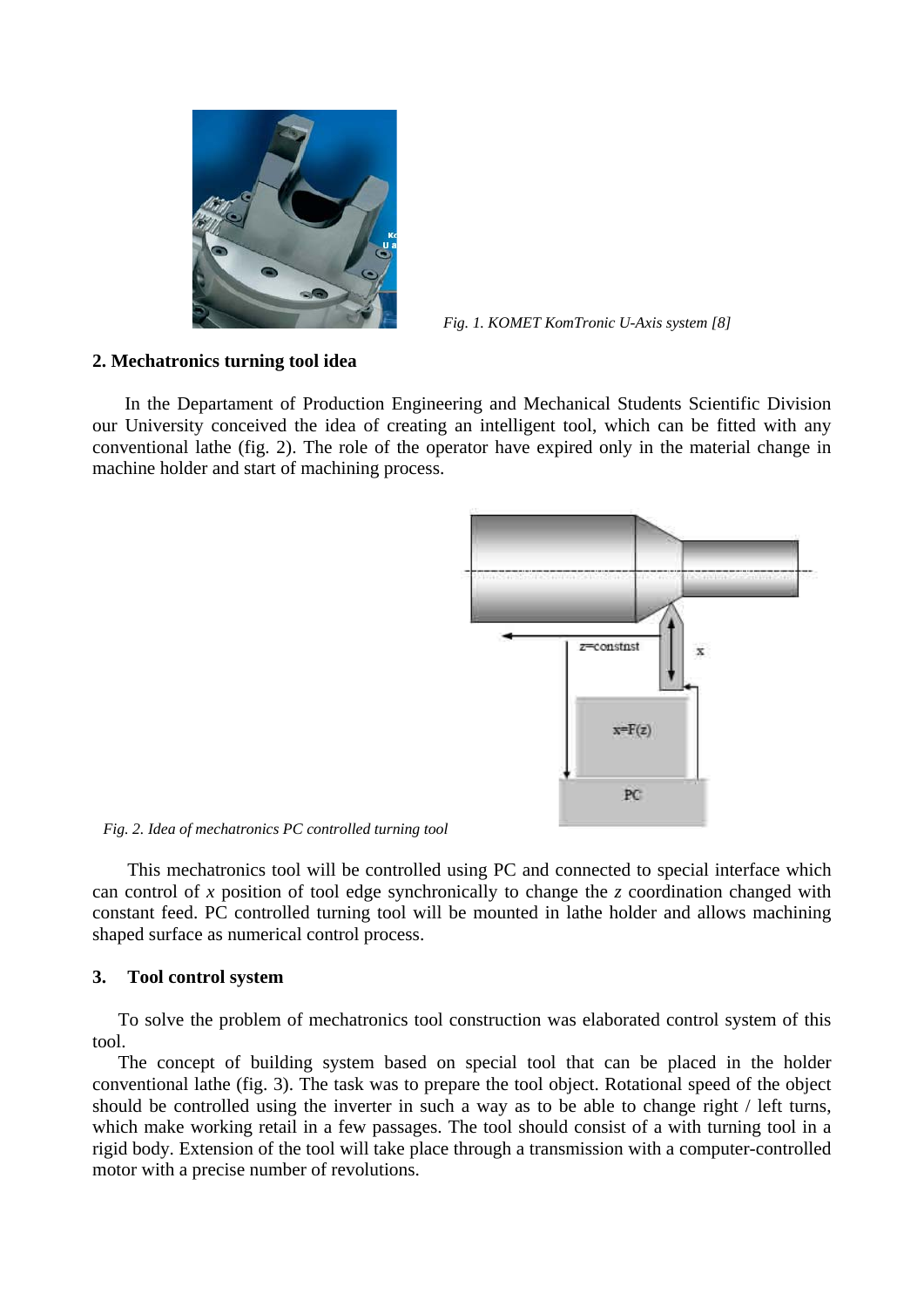*Fig. 1. KOMET KomTronic U-Axis system [8]*

## 2. Mechatronics turning tool idea

In the Departament of Production Engineering and Mechanical Students Scientific Division our University conceived the idea of creating an intelligent tool, which can be fitted with any conventional lathe (fig. 2). The role of the operator have expired only in the material change in machine holder and start of machining process.

*Fig. 2. Idea of mechatronics PC controlled turning tool*

This mechatronics tool will be controlled using PC and connected to special interface which can control of *x* position of tool edge synchronically to change the *z* coordination changed with constant feed. PC controlled turning tool will be mounted in lathe holder and allows machining shaped surface as numerical control process.

## 3. Tool control system

To solve the problem of mechatronics tool construction was elaborated control system of this tool.

The concept of building system based on special tool that can be placed in the holder conventional lathe (fig. 3). The task was to prepare the tool object. Rotational speed of the object should be controlled using the inverter in such a way as to be able to change right / left turns, which make working retail in a few passages. The tool should consist of a with turning tool in a rigid body. Extension of the tool will take place through a transmission with a computer-controlled motor with a precise number of revolutions.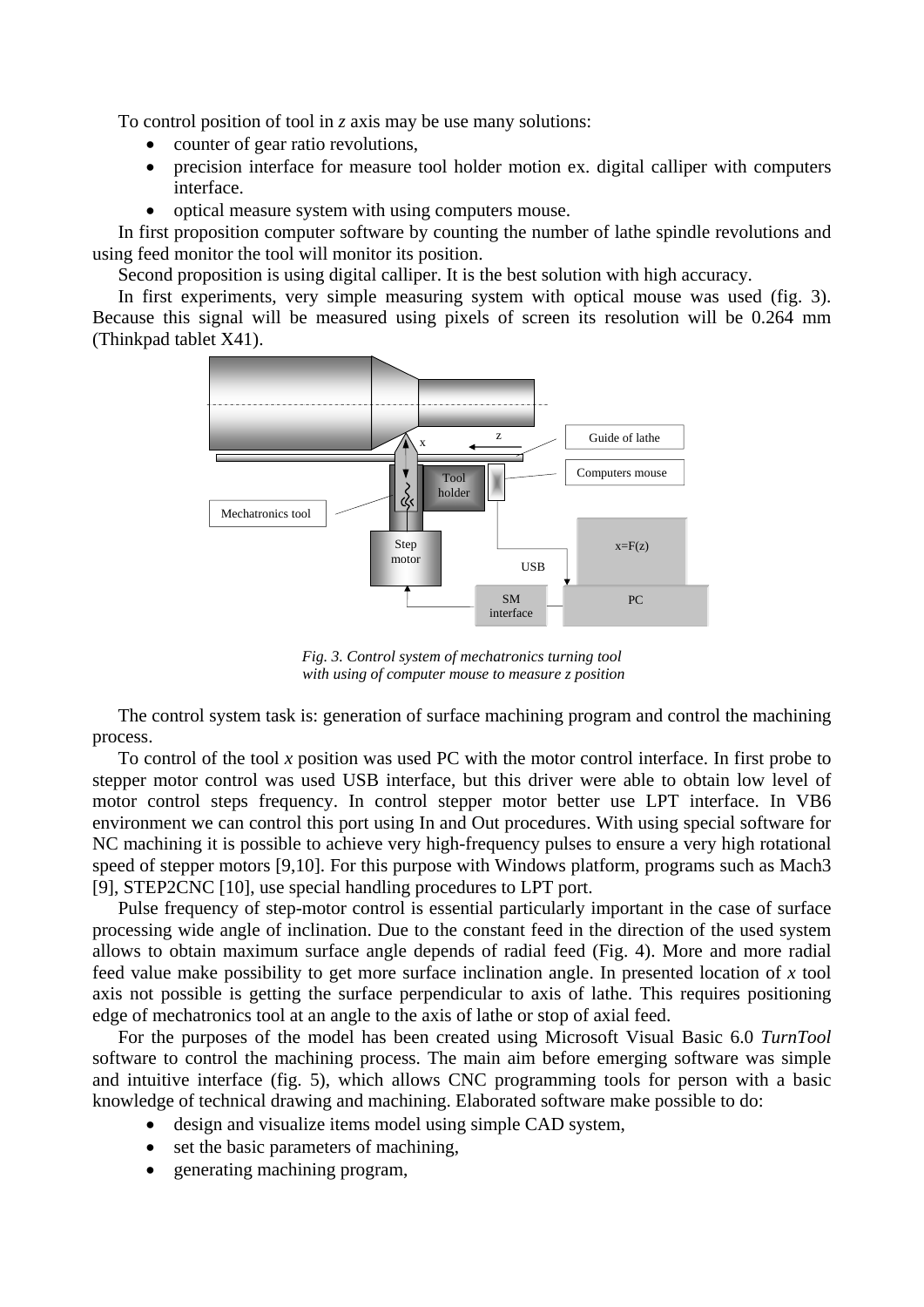To control position of tool in *z* axis may be use many solutions:

- counter of gear ratio revolutions,
- precision interface for measure tool holder motion ex. digital calliper with computers interface.
- optical measure system with using computers mouse.

In first proposition computer software by counting the number of lathe spindle revolutions and using feed monitor the tool will monitor its position.

Second proposition is using digital calliper. It is the best solution with high accuracy.

In first experiments, very simple measuring system with optical mouse was used (fig. 3). Because this signal will be measured using pixels of screen its resolution will be 0.264 mm (Thinkpad tablet X41).

*Fig. 3. Control system of mechatronics turning tool with using of computer mouse to measure z position*

The control system task is: generation of surface machining program and control the machining process.

To control of the tool *x* position was used PC with the motor control interface. In first probe to stepper motor control was used USB interface, but this driver were able to obtain low level of motor control steps frequency. In control stepper motor better use LPT interface. In VB6 environment we can control this port using In and Out procedures. With using special software for NC machining it is possible to achieve very high-frequency pulses to ensure a very high rotational speed of stepper motors [9,10]. For this purpose with Windows platform, programs such as Mach3 [9], STEP2CNC [10], use special handling procedures to LPT port.

Pulse frequency of step-motor control is essential particularly important in the case of surface processing wide angle of inclination. Due to the constant feed in the direction of the used system allows to obtain maximum surface angle depends of radial feed (Fig. 4). More and more radial feed value make possibility to get more surface inclination angle. In presented location of *x* tool axis not possible is getting the surface perpendicular to axis of lathe. This requires positioning edge of mechatronics tool at an angle to the axis of lathe or stop of axial feed.

For the purposes of the model has been created using Microsoft Visual Basic 6.0 *TurnTool* software to control the machining process. The main aim before emerging software was simple and intuitive interface (fig. 5), which allows CNC programming tools for person with a basic knowledge of technical drawing and machining. Elaborated software make possible to do:

- design and visualize items model using simple CAD system,
- set the basic parameters of machining,
- generating machining program,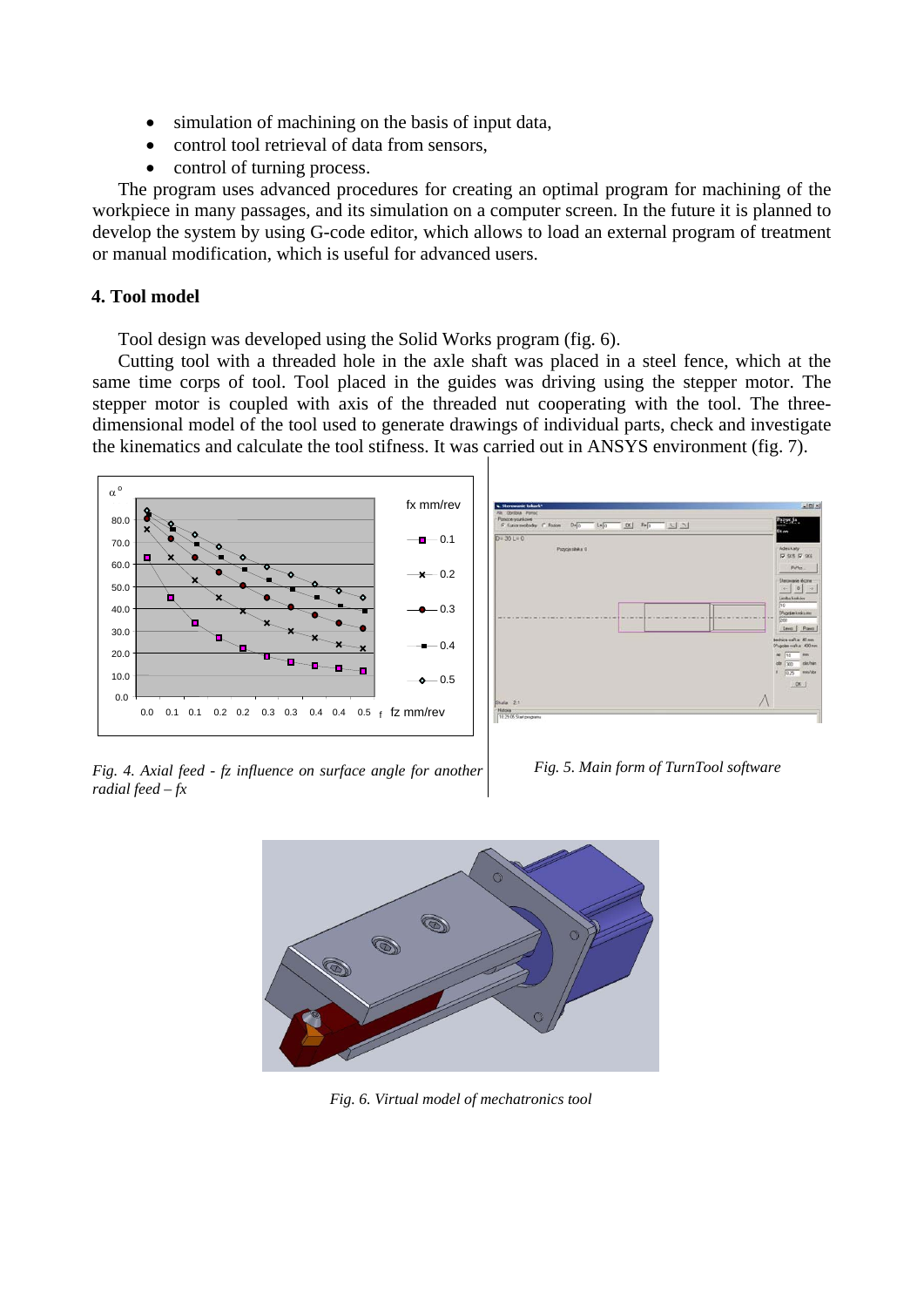- simulation of machining on the basis of input data,
- control tool retrieval of data from sensors,
- control of turning process.

The program uses advanced procedures for creating an optimal program for machining of the workpiece in many passages, and its simulation on a computer screen. In the future it is planned to develop the system by using G-code editor, which allows to load an external program of treatment or manual modification, which is useful for advanced users.

## 4. Tool model

Tool design was developed using the Solid Works program (fig. 6).

Cutting tool with a threaded hole in the axle shaft was placed in a steel fence, which at the same time corps of tool. Tool placed in the guides was driving using the stepper motor. The stepper motor is coupled with axis of the threaded nut cooperating with the tool. The three-dimensional model of the tool used to generate drawings of individual parts, check and investigate the kinematics and calculate the tool stifness. It was carried out in ANSYS environment (fig. 7).

*Fig. 4. Axial feed - fz influence on surface angle for another radial feed – fx*

*Fig. 5. Main form of TurnTool software*

*Fig. 6. Virtual model of mechatronics tool*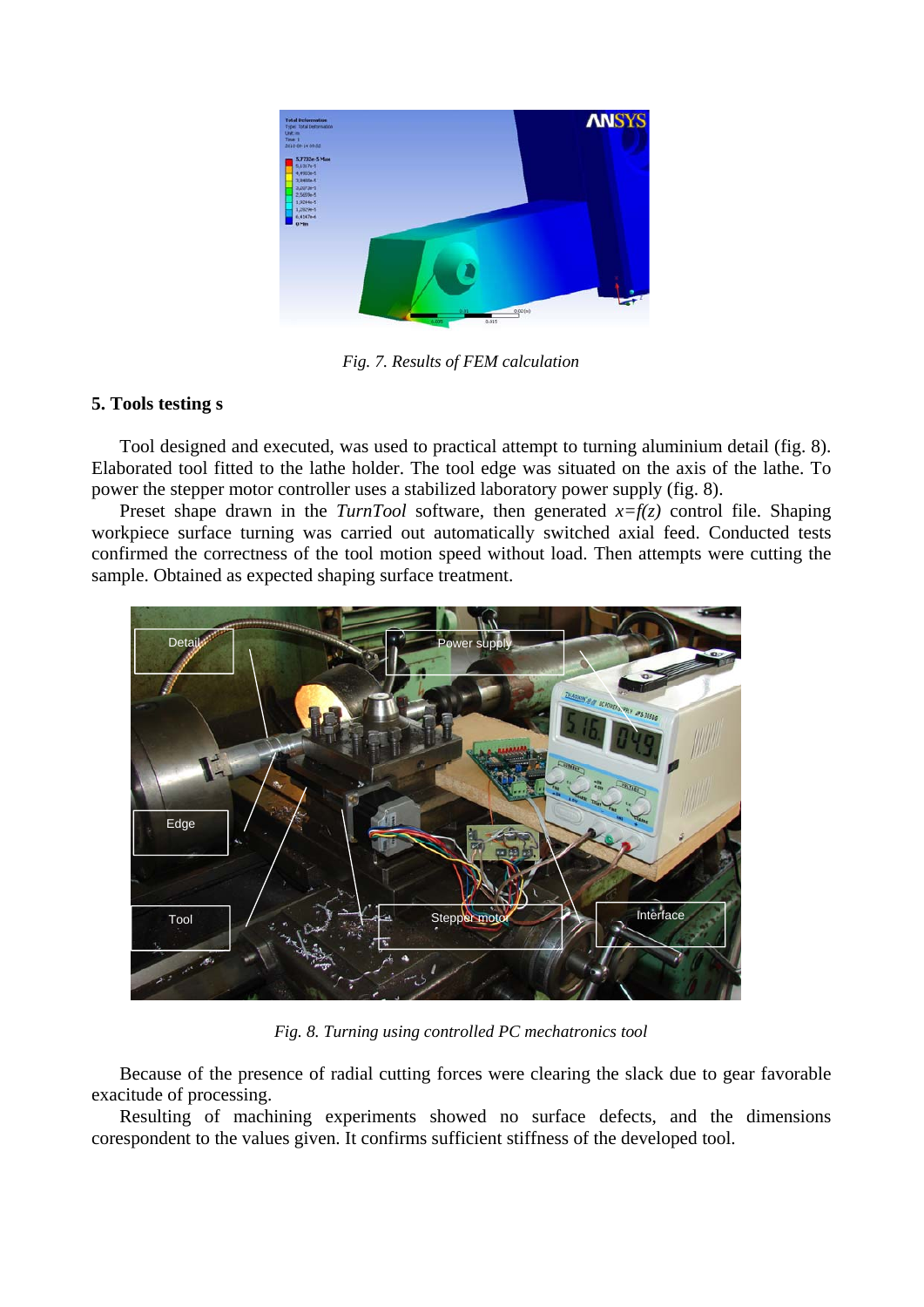Fig. 7. Results of FEM calculation

## 5. Tools testing s

Tool designed and executed, was used to practical attempt to turning aluminium detail (fig. 8). Elaborated tool fitted to the lathe holder. The tool edge was situated on the axis of the lathe. To power the stepper motor controller uses a stabilized laboratory power supply (fig. 8).

Preset shape drawn in the *TurnTool* software, then generated $x=f(z)$ control file. Shaping workpiece surface turning was carried out automatically switched axial feed. Conducted tests confirmed the correctness of the tool motion speed without load. Then attempts were cutting the sample. Obtained as expected shaping surface treatment.

*Fig. 8. Turning using controlled PC mechatronics tool*

Because of the presence of radial cutting forces were clearing the slack due to gear favorable exacitude of processing.

Resulting of machining experiments showed no surface defects, and the dimensions corespondent to the values given. It confirms sufficient stiffness of the developed tool.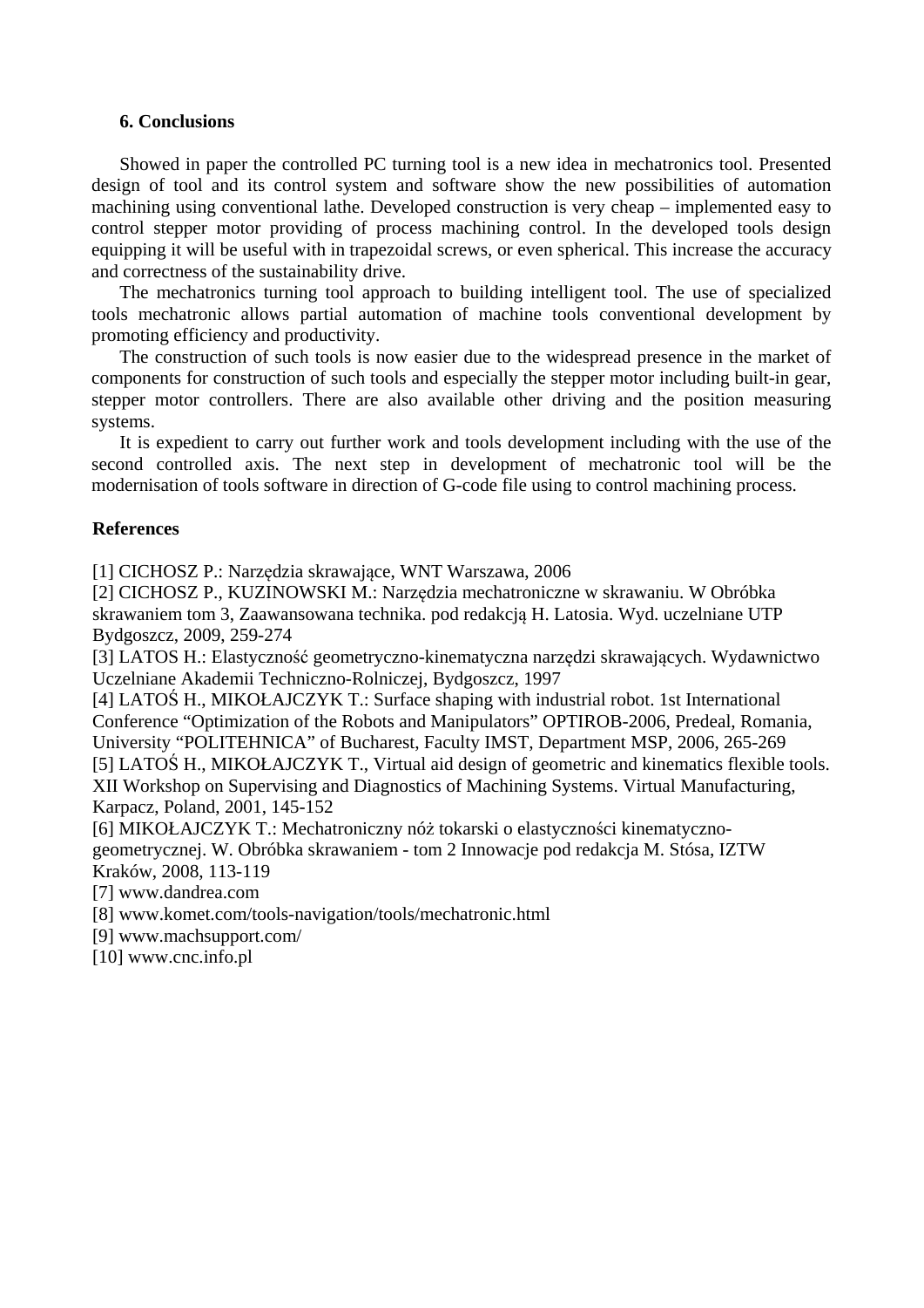## 6. Conclusions

Showed in paper the controlled PC turning tool is a new idea in mechatronics tool. Presented design of tool and its control system and software show the new possibilities of automation machining using conventional lathe. Developed construction is very cheap – implemented easy to control stepper motor providing of process machining control. In the developed tools design equipping it will be useful with in trapezoidal screws, or even spherical. This increase the accuracy and correctness of the sustainability drive.

The mechatronics turning tool approach to building intelligent tool. The use of specialized tools mechatronic allows partial automation of machine tools conventional development by promoting efficiency and productivity.

The construction of such tools is now easier due to the widespread presence in the market of components for construction of such tools and especially the stepper motor including built-in gear, stepper motor controllers. There are also available other driving and the position measuring systems.

It is expedient to carry out further work and tools development including with the use of the second controlled axis. The next step in development of mechatronic tool will be the modernisation of tools software in direction of G-code file using to control machining process.

## References

[1] CICHOSZ P.: Narzędzia skrawające, WNT Warszawa, 2006

[2] CICHOSZ P., KUZINOWSKI M.: Narzędzia mechatroniczne w skrawaniu. W Obróbka skrawaniem tom 3, Zaawansowana technika. pod redakcją H. Latosia. Wyd. uczelniane UTP Bydgoszcz, 2009, 259-274

[3] LATOS H.: Elastyczność geometryczno-kinematyczna narzędzi skrawających. Wydawnictwo Uczelniane Akademii Techniczno-Rolniczej, Bydgoszcz, 1997

[4] LATOŚ H., MIKOŁAJCZYK T.: Surface shaping with industrial robot. 1st International Conference "Optimization of the Robots and Manipulators" OPTIROB-2006, Predeal, Romania, University "POLITEHNICA" of Bucharest, Faculty IMST, Department MSP, 2006, 265-269

[5] LATOŚ H., MIKOŁAJCZYK T., Virtual aid design of geometric and kinematics flexible tools. XII Workshop on Supervising and Diagnostics of Machining Systems. Virtual Manufacturing, Karpacz, Poland, 2001, 145-152

[6] MIKOŁAJCZYK T.: Mechatroniczny nóż tokarski o elastyczności kinematyczno-geometrycznej. W. Obróbka skrawaniem - tom 2 Innowacje pod redakcja M. Stósa, IZTW Kraków, 2008, 113-119

[7] www.dandrea.com

[8] www.komet.com/tools-navigation/tools/mechatronic.html

[9] www.machsupport.com/

[10] www.cnc.info.pl